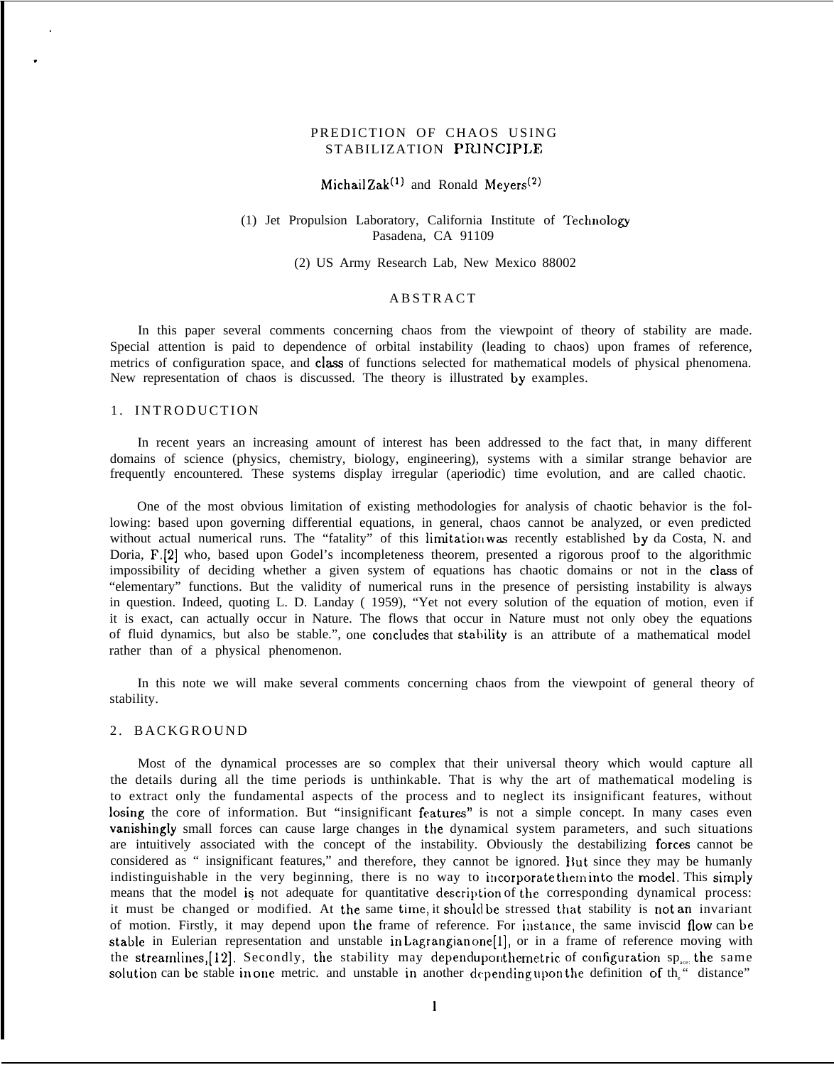# PREDICTION OF CHAOS USING STABILIZATION PRINCIPLE

Michail Zak[(1)] and Ronald Meyers[(2)]

(1) Jet Propulsion Laboratory, California Institute of Technology
Pasadena, CA 91109

(2) US Army Research Lab, New Mexico 88002

## ABSTRACT

In this paper several comments concerning chaos from the viewpoint of theory of stability are made. Special attention is paid to dependence of orbital instability (leading to chaos) upon frames of reference, metrics of configuration space, and class of functions selected for mathematical models of physical phenomena. New representation of chaos is discussed. The theory is illustrated by examples.

## 1. INTRODUCTION

In recent years an increasing amount of interest has been addressed to the fact that, in many different domains of science (physics, chemistry, biology, engineering), systems with a similar strange behavior are frequently encountered. These systems display irregular (aperiodic) time evolution, and are called chaotic.

One of the most obvious limitation of existing methodologies for analysis of chaotic behavior is the following: based upon governing differential equations, in general, chaos cannot be analyzed, or even predicted without actual numerical runs. The "fatality" of this limitation was recently established by da Costa, N. and Doria, F.[2] who, based upon Godel's incompleteness theorem, presented a rigorous proof to the algorithmic impossibility of deciding whether a given system of equations has chaotic domains or not in the class of "elementary" functions. But the validity of numerical runs in the presence of persisting instability is always in question. Indeed, quoting L. D. Landay ( 1959), "Yet not every solution of the equation of motion, even if it is exact, can actually occur in Nature. The flows that occur in Nature must not only obey the equations of fluid dynamics, but also be stable.", one concludes that stability is an attribute of a mathematical model rather than of a physical phenomenon.

In this note we will make several comments concerning chaos from the viewpoint of general theory of stability.

## 2. BACKGROUND

Most of the dynamical processes are so complex that their universal theory which would capture all the details during all the time periods is unthinkable. That is why the art of mathematical modeling is to extract only the fundamental aspects of the process and to neglect its insignificant features, without losing the core of information. But "insignificant features" is not a simple concept. In many cases even vanishingly small forces can cause large changes in the dynamical system parameters, and such situations are intuitively associated with the concept of the instability. Obviously the destabilizing forces cannot be considered as " insignificant features," and therefore, they cannot be ignored. But since they may be humanly indistinguishable in the very beginning, there is no way to incorporate them into the model. This simply means that the model is not adequate for quantitative description of the corresponding dynamical process: it must be changed or modified. At the same time, it should be stressed that stability is not an invariant of motion. Firstly, it may depend upon the frame of reference. For instance, the same inviscid flow can be stable in Eulerian representation and unstable in Lagrangian one[1], or in a frame of reference moving with the streamlines,[12]. Secondly, the stability may depend upon the metric of configuration space: the same solution can be stable in one metric. and unstable in another depending upon the definition of the " distance"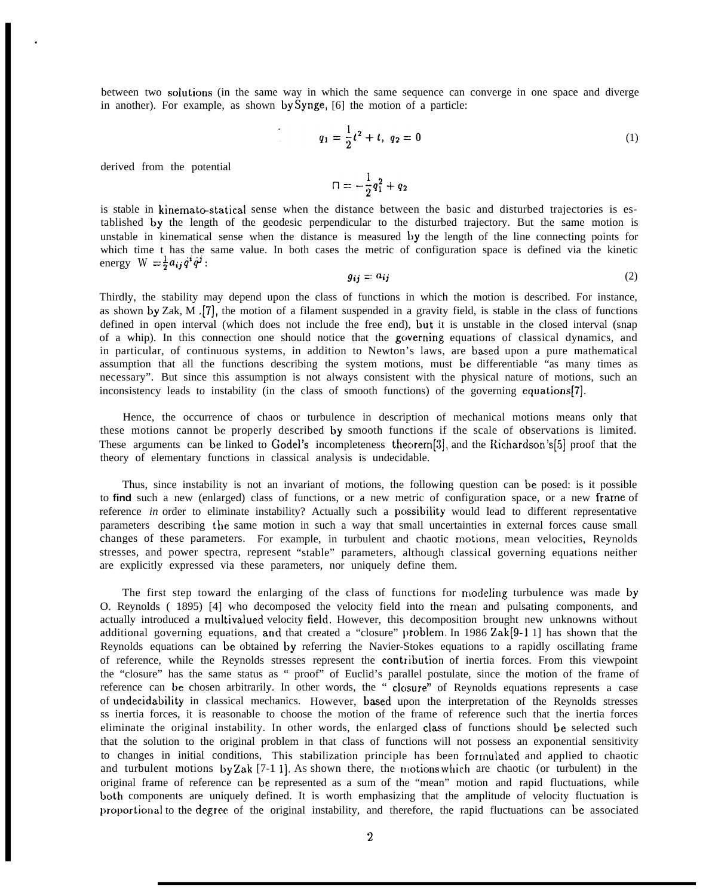between two solutions (in the same way in which the same sequence can converge in one space and diverge in another). For example, as shown by Synge, [6] the motion of a particle:

$$q_1 = \frac{1}{2}t^2 + t, \; q_2 = 0 \tag{1}$$

derived from the potential

$$\Pi = -\frac{1}{2}q_1^2 + q_2$$

is stable in kinemato-statical sense when the distance between the basic and disturbed trajectories is established by the length of the geodesic perpendicular to the disturbed trajectory. But the same motion is unstable in kinematical sense when the distance is measured by the length of the line connecting points for which time t has the same value. In both cases the metric of configuration space is defined via the kinetic energy $W = \frac{1}{2}a_{ij}\dot{q}^i\dot{q}^j$:

$$g_{ij} = a_{ij} \tag{2}$$

Thirdly, the stability may depend upon the class of functions in which the motion is described. For instance, as shown by Zak, M .[7], the motion of a filament suspended in a gravity field, is stable in the class of functions defined in open interval (which does not include the free end), but it is unstable in the closed interval (snap of a whip). In this connection one should notice that the governing equations of classical dynamics, and in particular, of continuous systems, in addition to Newton's laws, are based upon a pure mathematical assumption that all the functions describing the system motions, must be differentiable "as many times as necessary". But since this assumption is not always consistent with the physical nature of motions, such an inconsistency leads to instability (in the class of smooth functions) of the governing equations[7].

Hence, the occurrence of chaos or turbulence in description of mechanical motions means only that these motions cannot be properly described by smooth functions if the scale of observations is limited. These arguments can be linked to Godel's incompleteness theorem[3], and the Richardson's[5] proof that the theory of elementary functions in classical analysis is undecidable.

Thus, since instability is not an invariant of motions, the following question can be posed: is it possible to **find** such a new (enlarged) class of functions, or a new metric of configuration space, or a new frame of reference *in* order to eliminate instability? Actually such a possibility would lead to different representative parameters describing the same motion in such a way that small uncertainties in external forces cause small changes of these parameters. For example, in turbulent and chaotic motions, mean velocities, Reynolds stresses, and power spectra, represent "stable" parameters, although classical governing equations neither are explicitly expressed via these parameters, nor uniquely define them.

The first step toward the enlarging of the class of functions for modeling turbulence was made by O. Reynolds ( 1895) [4] who decomposed the velocity field into the mean and pulsating components, and actually introduced a multivalued velocity field. However, this decomposition brought new unknowns without additional governing equations, and that created a "closure" problem. In 1986 Zak[9-1 1] has shown that the Reynolds equations can be obtained by referring the Navier-Stokes equations to a rapidly oscillating frame of reference, while the Reynolds stresses represent the contribution of inertia forces. From this viewpoint the "closure" has the same status as " proof" of Euclid's parallel postulate, since the motion of the frame of reference can be chosen arbitrarily. In other words, the " closure" of Reynolds equations represents a case of undecidability in classical mechanics. However, based upon the interpretation of the Reynolds stresses ss inertia forces, it is reasonable to choose the motion of the frame of reference such that the inertia forces eliminate the original instability. In other words, the enlarged class of functions should be selected such that the solution to the original problem in that class of functions will not possess an exponential sensitivity to changes in initial conditions, This stabilization principle has been formulated and applied to chaotic and turbulent motions by Zak [7-1 1]. As shown there, the motions which are chaotic (or turbulent) in the original frame of reference can be represented as a sum of the "mean" motion and rapid fluctuations, while both components are uniquely defined. It is worth emphasizing that the amplitude of velocity fluctuation is proportional to the degree of the original instability, and therefore, the rapid fluctuations can be associated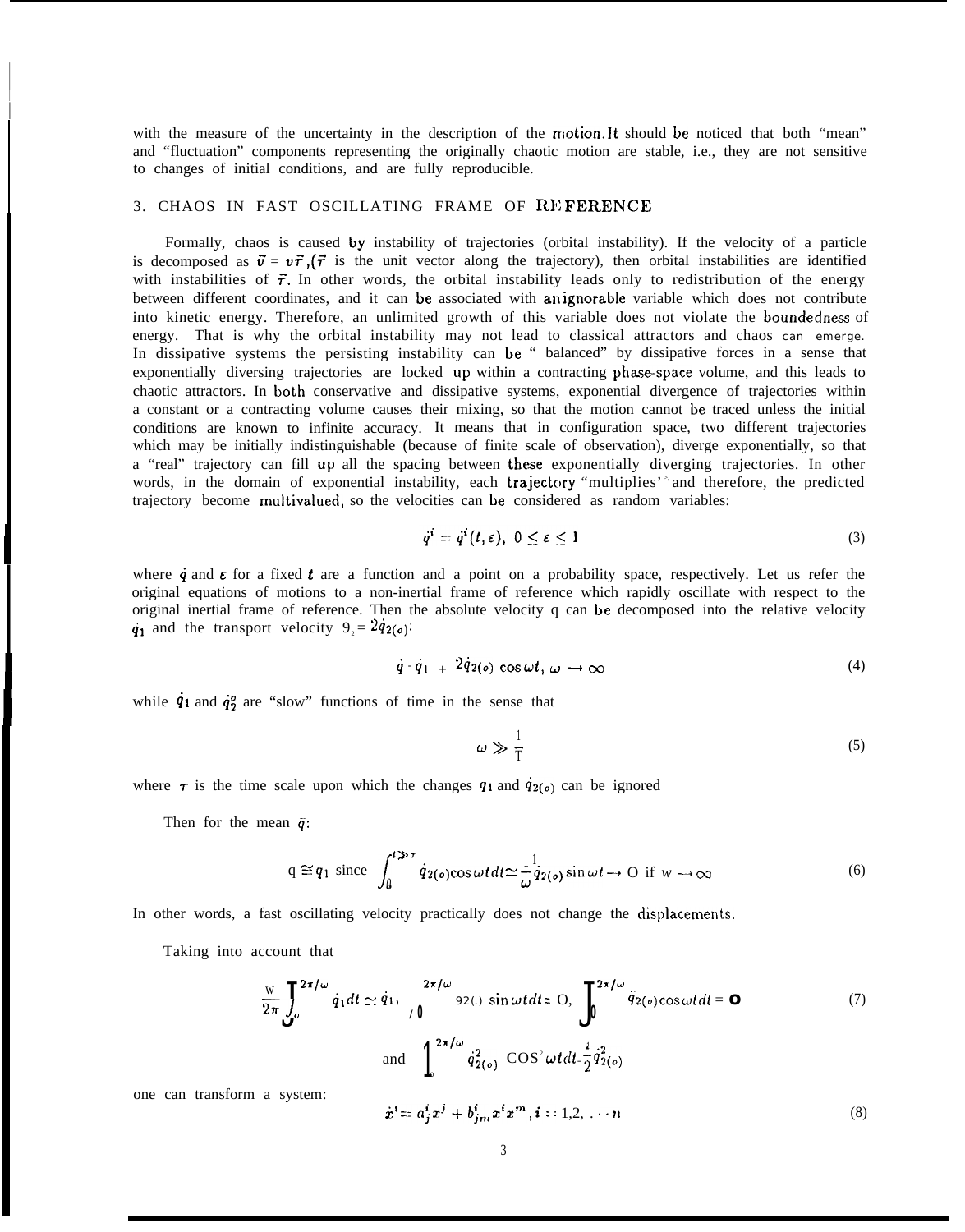with the measure of the uncertainty in the description of the motion. It should be noticed that both "mean" and "fluctuation" components representing the originally chaotic motion are stable, i.e., they are not sensitive to changes of initial conditions, and are fully reproducible.

## 3. CHAOS IN FAST OSCILLATING FRAME OF REFERENCE

Formally, chaos is caused by instability of trajectories (orbital instability). If the velocity of a particle is decomposed as $\vec{v} = v\vec{\tau}$, ($\vec{\tau}$ is the unit vector along the trajectory), then orbital instabilities are identified with instabilities of $\vec{\tau}$. In other words, the orbital instability leads only to redistribution of the energy between different coordinates, and it can be associated with an ignorable variable which does not contribute into kinetic energy. Therefore, an unlimited growth of this variable does not violate the boundedness of energy. That is why the orbital instability may not lead to classical attractors and chaos can emerge. In dissipative systems the persisting instability can be " balanced" by dissipative forces in a sense that exponentially diversing trajectories are locked up within a contracting phase-space volume, and this leads to chaotic attractors. In both conservative and dissipative systems, exponential divergence of trajectories within a constant or a contracting volume causes their mixing, so that the motion cannot be traced unless the initial conditions are known to infinite accuracy. It means that in configuration space, two different trajectories which may be initially indistinguishable (because of finite scale of observation), diverge exponentially, so that a "real" trajectory can fill up all the spacing between these exponentially diverging trajectories. In other words, in the domain of exponential instability, each trajectory "multiplies" and therefore, the predicted trajectory become multivalued, so the velocities can be considered as random variables:

$$\dot{q}^i = \dot{q}^i(t, \varepsilon), \quad 0 \leq \varepsilon \leq 1 \tag{3}$$

where $\dot{q}$ and $\varepsilon$ for a fixed $t$ are a function and a point on a probability space, respectively. Let us refer the original equations of motions to a non-inertial frame of reference which rapidly oscillate with respect to the original inertial frame of reference. Then the absolute velocity q can be decomposed into the relative velocity $\dot{q}_1$ and the transport velocity $\dot{q}_2 = 2\dot{q}_{2(o)}$:

$$\dot{q} = \dot{q}_1 + 2\dot{q}_{2(o)} \cos \omega t, \quad \omega \to \infty \tag{4}$$

while $\dot{q}_1$ and $\dot{q}_2^o$ are "slow" functions of time in the sense that

$$\omega \gg \frac{1}{\tau} \tag{5}$$

where $\tau$ is the time scale upon which the changes $q_1$ and $\dot{q}_{2(o)}$ can be ignored

Then for the mean $\bar{q}$:

$$q \cong q_1 \text{ since } \int_0^{t \gg \tau} \dot{q}_{2(o)} \cos \omega t dt \simeq \frac{1}{\omega} \dot{q}_{2(o)} \sin \omega t \to 0 \text{ if } \omega \to \infty \tag{6}$$

In other words, a fast oscillating velocity practically does not change the displacements.

Taking into account that

$$\frac{\omega}{2\pi} \int_0^{2\pi/\omega} \dot{q}_1 dt \simeq \dot{q}_1, \quad \int_0^{2\pi/\omega} \dot{q}_{2(o)} \sin \omega t dt \simeq 0, \quad \int_0^{2\pi/\omega} \dot{q}_{2(o)} \cos \omega t dt = 0 \tag{7}$$

$$\text{and} \quad \int_0^{2\pi/\omega} \dot{q}_{2(o)}^2 \cos^2 \omega t dt = \frac{1}{2} \dot{q}_{2(o)}^2$$

one can transform a system:

$$\dot{x}^i = a_j^i x^j + b_{jm}^i x^j x^m, \quad i = 1, 2, \cdots n \tag{8}$$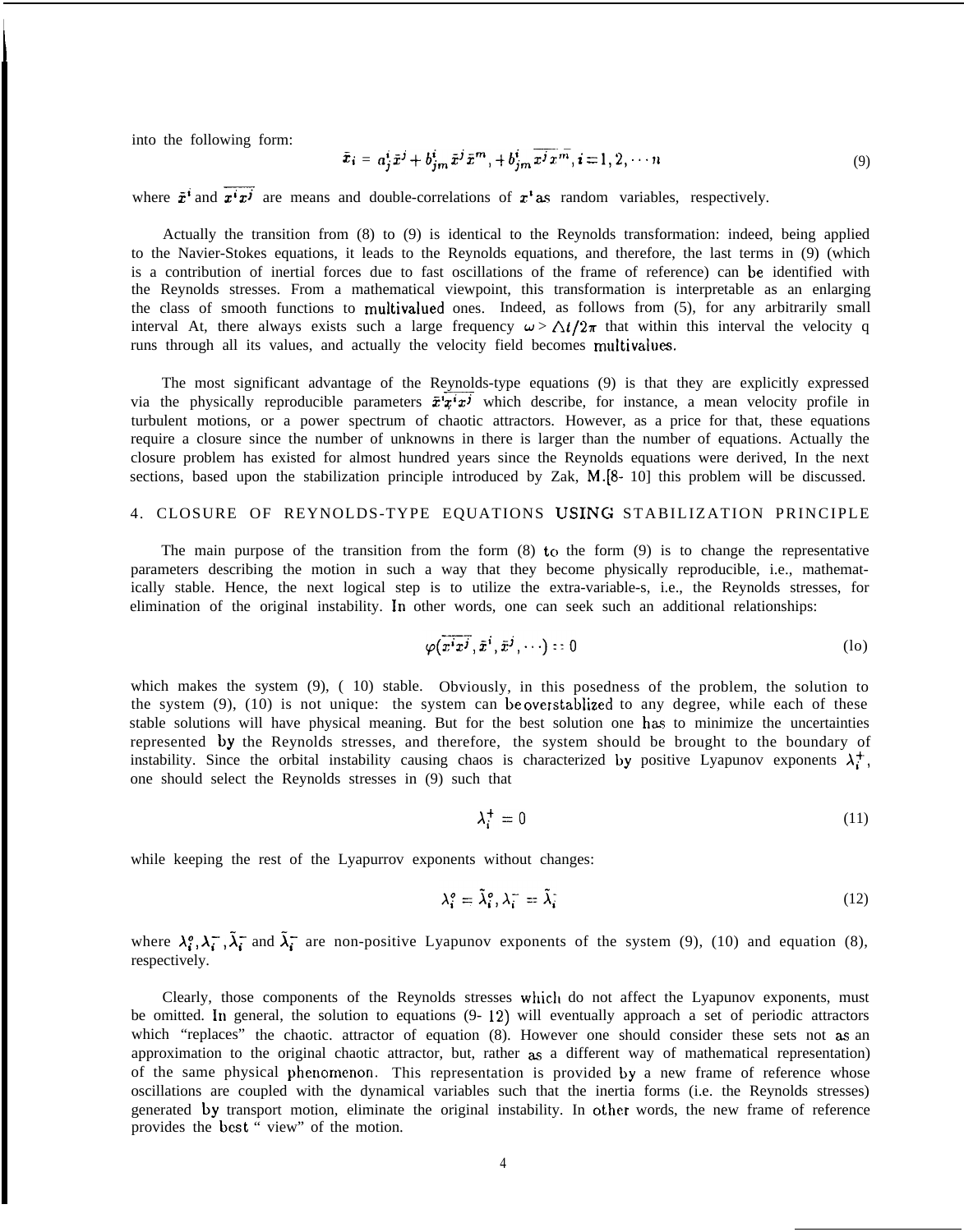into the following form:

$$\dot{\bar{x}}_i = a^i_j \bar{x}^j + b^i_{jm} \bar{x}^j \bar{x}^m, + b^i_{jm} \overline{x^j x^m}, i = 1, 2, \cdots n \tag{9}$$

where $\bar{x}^i$ and $\overline{x^i x^j}$ are means and double-correlations of $x^i$ as random variables, respectively.

Actually the transition from (8) to (9) is identical to the Reynolds transformation: indeed, being applied to the Navier-Stokes equations, it leads to the Reynolds equations, and therefore, the last terms in (9) (which is a contribution of inertial forces due to fast oscillations of the frame of reference) can be identified with the Reynolds stresses. From a mathematical viewpoint, this transformation is interpretable as an enlarging the class of smooth functions to multivalued ones. Indeed, as follows from (5), for any arbitrarily small interval At, there always exists such a large frequency $\omega > \Delta t/2\pi$ that within this interval the velocity q runs through all its values, and actually the velocity field becomes multivalues.

The most significant advantage of the Reynolds-type equations (9) is that they are explicitly expressed via the physically reproducible parameters $\bar{x}^i \overline{x^i x^j}$ which describe, for instance, a mean velocity profile in turbulent motions, or a power spectrum of chaotic attractors. However, as a price for that, these equations require a closure since the number of unknowns in there is larger than the number of equations. Actually the closure problem has existed for almost hundred years since the Reynolds equations were derived, In the next sections, based upon the stabilization principle introduced by Zak, M.[8- 10] this problem will be discussed.

## 4. CLOSURE OF REYNOLDS-TYPE EQUATIONS USING STABILIZATION PRINCIPLE

The main purpose of the transition from the form (8) to the form (9) is to change the representative parameters describing the motion in such a way that they become physically reproducible, i.e., mathematically stable. Hence, the next logical step is to utilize the extra-variable-s, i.e., the Reynolds stresses, for elimination of the original instability. In other words, one can seek such an additional relationships:

$$\varphi(\overline{x^i x^j}, \bar{x}^i, \bar{x}^j, \cdots) = 0 \tag{10}$$

which makes the system (9), ( 10) stable. Obviously, in this posedness of the problem, the solution to the system (9), (10) is not unique: the system can be overstablized to any degree, while each of these stable solutions will have physical meaning. But for the best solution one has to minimize the uncertainties represented by the Reynolds stresses, and therefore, the system should be brought to the boundary of instability. Since the orbital instability causing chaos is characterized by positive Lyapunov exponents $\lambda^+_i$, one should select the Reynolds stresses in (9) such that

$$\lambda^+_i = 0 \tag{11}$$

while keeping the rest of the Lyapurrov exponents without changes:

$$\lambda^o_i = \tilde{\lambda}^o_i, \lambda^-_i = \tilde{\lambda}^-_i \tag{12}$$

where $\lambda^o_i, \lambda^-_i, \tilde{\lambda}^-_i$ and $\tilde{\lambda}^-_i$ are non-positive Lyapunov exponents of the system (9), (10) and equation (8), respectively.

Clearly, those components of the Reynolds stresses which do not affect the Lyapunov exponents, must be omitted. In general, the solution to equations (9- 12) will eventually approach a set of periodic attractors which "replaces" the chaotic. attractor of equation (8). However one should consider these sets not as an approximation to the original chaotic attractor, but, rather as a different way of mathematical representation) of the same physical phenomenon. This representation is provided by a new frame of reference whose oscillations are coupled with the dynamical variables such that the inertia forms (i.e. the Reynolds stresses) generated by transport motion, eliminate the original instability. In other words, the new frame of reference provides the best " view" of the motion.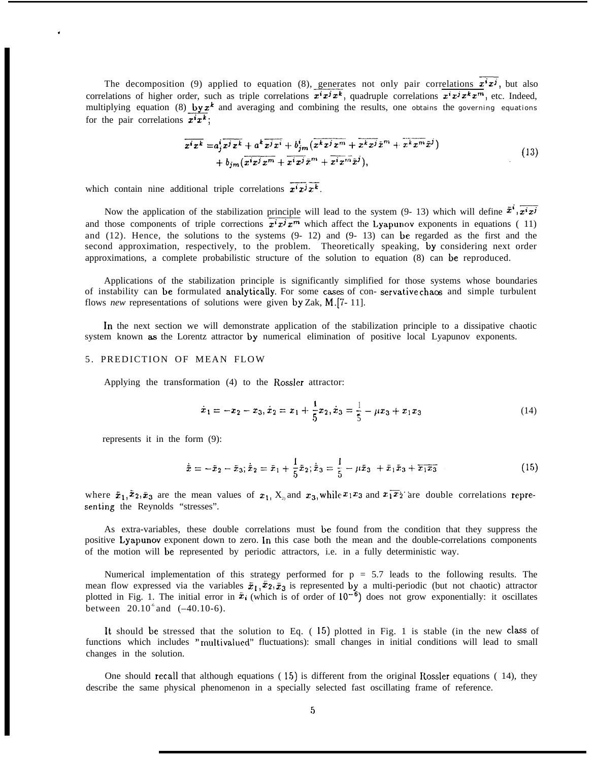The decomposition (9) applied to equation (8), generates not only pair correlations $\overline{x^i x^j}$, but also correlations of higher order, such as triple correlations $\overline{x^i x^j x^k}$, quadruple correlations $\overline{x^i x^j x^k x^m}$, etc. Indeed, multiplying equation (8) by $x^k$ and averaging and combining the results, one obtains the governing equations for the pair correlations $\overline{x^i x^k}$;

$$\dot{\overline{x^i x^k}} = a^i_j \overline{x^j x^k} + a^k \overline{x^j x^i} + b^i_{jm}(\overline{x^k x^j x^m} + \overline{x^k x^j}\bar{x}^m + \overline{x^k x^m}\bar{x}^j) + b_{jm}(\overline{x^i x^j x^m} + \overline{x^i x^j}\bar{x}^m + \overline{x^i x^m}\bar{x}^j), \tag{13}$$

which contain nine additional triple correlations $\overline{x^i x^j x^k}$.

Now the application of the stabilization principle will lead to the system (9- 13) which will define $\bar{x}^i, \overline{x^i x^j}$ and those components of triple corrections $\overline{x^i x^j x^m}$ which affect the Lyapunov exponents in equations ( 11) and (12). Hence, the solutions to the systems (9- 12) and (9- 13) can be regarded as the first and the second approximation, respectively, to the problem. Theoretically speaking, by considering next order approximations, a complete probabilistic structure of the solution to equation (8) can be reproduced.

Applications of the stabilization principle is significantly simplified for those systems whose boundaries of instability can be formulated analytically. For some cases of con- servative chaos and simple turbulent flows *new* representations of solutions were given by Zak, M.[7- 11].

In the next section we will demonstrate application of the stabilization principle to a dissipative chaotic system known as the Lorentz attractor by numerical elimination of positive local Lyapunov exponents.

## 5. PREDICTION OF MEAN FLOW

Applying the transformation (4) to the Rossler attractor:

$$\dot{x}_1 = -x_2 - x_3, \dot{x}_2 = x_1 + \frac{1}{5}x_2, \dot{x}_3 = \frac{1}{5} - \mu x_3 + x_1 x_3 \tag{14}$$

represents it in the form (9):

$$\dot{\bar{x}} = -\bar{x}_2 - \bar{x}_3; \dot{\bar{x}}_2 = \bar{x}_1 + \frac{1}{5}\bar{x}_2; \dot{\bar{x}}_3 = \frac{1}{5} - \mu\bar{x}_3 + \bar{x}_1\bar{x}_3 + \overline{x_1 x_3} \tag{15}$$

where $\bar{x}_1, \bar{x}_2, \bar{x}_3$ are the mean values of $x_1$, $X_2$, and $x_3$, while $x_1 x_3$ and $\overline{x_1 x_2}$ are double correlations representing the Reynolds "stresses".

As extra-variables, these double correlations must be found from the condition that they suppress the positive Lyapunov exponent down to zero. In this case both the mean and the double-correlations components of the motion will be represented by periodic attractors, i.e. in a fully deterministic way.

Numerical implementation of this strategy performed for p = 5.7 leads to the following results. The mean flow expressed via the variables $\bar{x}_1, \bar{x}_2, \bar{x}_3$ is represented by a multi-periodic (but not chaotic) attractor plotted in Fig. 1. The initial error in $\bar{x}_i$ (which is of order of $10^{-6}$) does not grow exponentially: it oscillates between $20.10^{-6}$ and (–40.10-6).

It should be stressed that the solution to Eq. ( 15) plotted in Fig. 1 is stable (in the new class of functions which includes "multivalued" fluctuations): small changes in initial conditions will lead to small changes in the solution.

One should recall that although equations ( 15) is different from the original Rossler equations ( 14), they describe the same physical phenomenon in a specially selected fast oscillating frame of reference.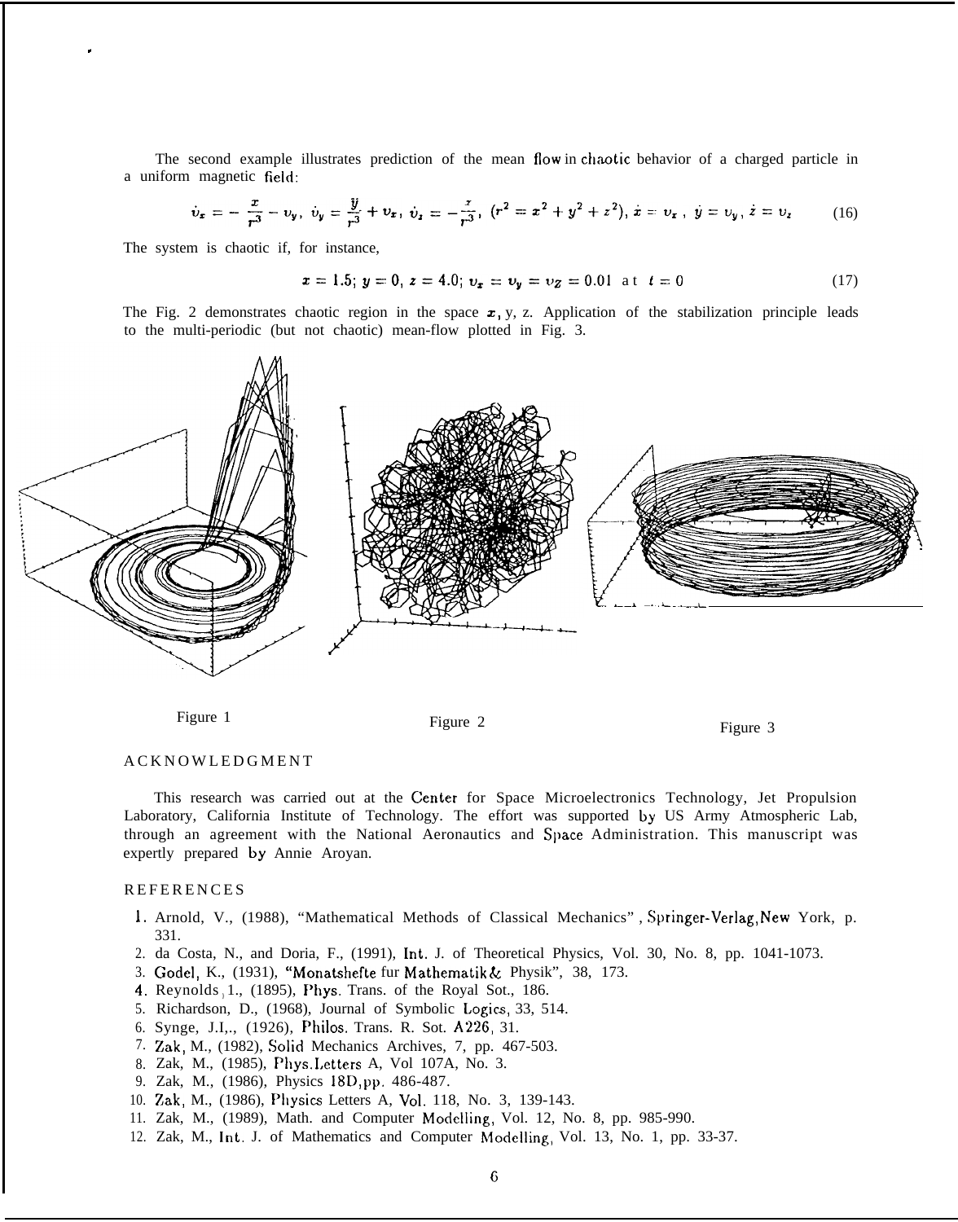The second example illustrates prediction of the mean flow in chaotic behavior of a charged particle in a uniform magnetic field:

$$\dot{v}_x = -\frac{x}{r^3} - v_y,\ \dot{v}_y = \frac{y}{r^3} + v_x,\ \dot{v}_z = -\frac{z}{r^3},\ (r^2 = x^2 + y^2 + z^2),\ \dot{x} = v_x,\ \dot{y} = v_y,\ \dot{z} = v_z \tag{16}$$

The system is chaotic if, for instance,

$$x = 1.5;\ y = 0,\ z = 4.0;\ v_x = v_y = v_Z = 0.01 \text{ at } t = 0 \tag{17}$$

The Fig. 2 demonstrates chaotic region in the space $x$, y, z. Application of the stabilization principle leads to the multi-periodic (but not chaotic) mean-flow plotted in Fig. 3.

Figure 1

Figure 2

Figure 3

## ACKNOWLEDGMENT

This research was carried out at the Center for Space Microelectronics Technology, Jet Propulsion Laboratory, California Institute of Technology. The effort was supported by US Army Atmospheric Lab, through an agreement with the National Aeronautics and Space Administration. This manuscript was expertly prepared by Annie Aroyan.

## REFERENCES

1. Arnold, V., (1988), "Mathematical Methods of Classical Mechanics", Springer-Verlag, New York, p. 331.
2. da Costa, N., and Doria, F., (1991), Int. J. of Theoretical Physics, Vol. 30, No. 8, pp. 1041-1073.
3. Godel, K., (1931), "Monatshefte fur Mathematik & Physik", 38, 173.
4. Reynolds, 1., (1895), Phys. Trans. of the Royal Sot., 186.
5. Richardson, D., (1968), Journal of Symbolic Logics, 33, 514.
6. Synge, J.I,., (1926), Philos. Trans. R. Sot. A226, 31.
7. Zak, M., (1982), Solid Mechanics Archives, 7, pp. 467-503.
8. Zak, M., (1985), Phys.Letters A, Vol 107A, No. 3.
9. Zak, M., (1986), Physics 18D, pp. 486-487.
10. Zak, M., (1986), Physics Letters A, Vol. 118, No. 3, 139-143.
11. Zak, M., (1989), Math. and Computer Modelling, Vol. 12, No. 8, pp. 985-990.
12. Zak, M., Int. J. of Mathematics and Computer Modelling, Vol. 13, No. 1, pp. 33-37.